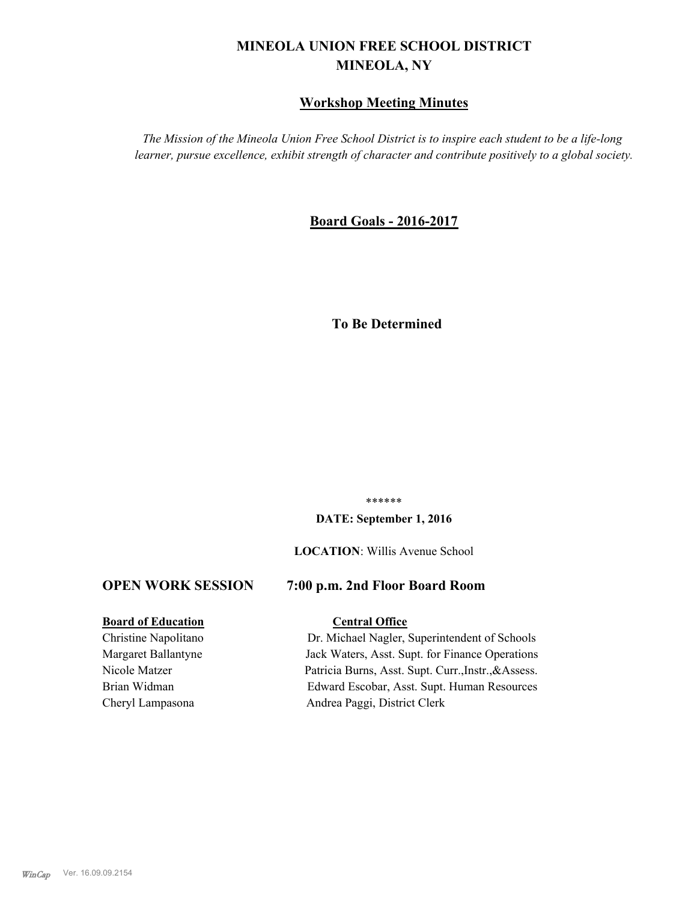# MINEOLA UNION FREE SCHOOL DISTRICT
# MINEOLA, NY

## Workshop Meeting Minutes

*The Mission of the Mineola Union Free School District is to inspire each student to be a life-long learner, pursue excellence, exhibit strength of character and contribute positively to a global society.*

## Board Goals - 2016-2017

**To Be Determined**

******

**DATE: September 1, 2016**

**LOCATION**: Willis Avenue School

### OPEN WORK SESSION 7:00 p.m. 2nd Floor Board Room

| **Board of Education** | **Central Office** |
| --- | --- |
| Christine Napolitano | Dr. Michael Nagler, Superintendent of Schools |
| Margaret Ballantyne | Jack Waters, Asst. Supt. for Finance Operations |
| Nicole Matzer | Patricia Burns, Asst. Supt. Curr.,Instr.,&Assess. |
| Brian Widman | Edward Escobar, Asst. Supt. Human Resources |
| Cheryl Lampasona | Andrea Paggi, District Clerk |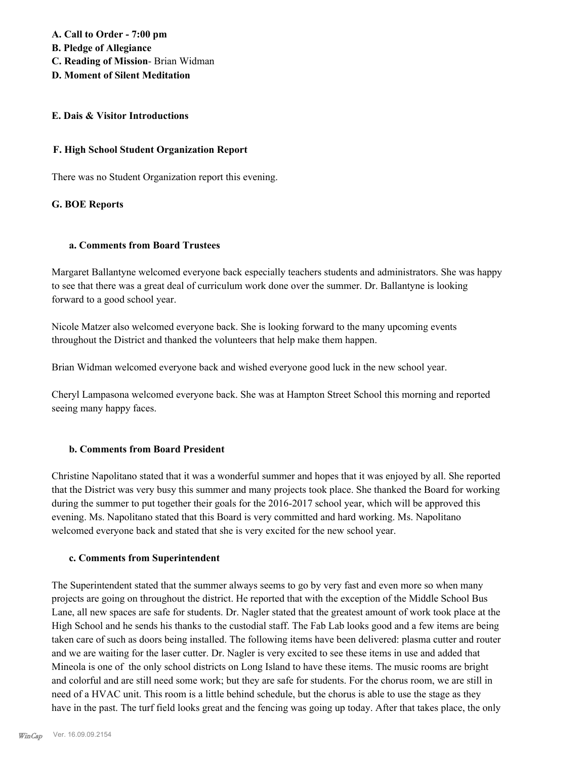**A. Call to Order - 7:00 pm**
**B. Pledge of Allegiance**
**C. Reading of Mission**- Brian Widman
**D. Moment of Silent Meditation**

**E. Dais & Visitor Introductions**

**F. High School Student Organization Report**

There was no Student Organization report this evening.

**G. BOE Reports**

**a. Comments from Board Trustees**

Margaret Ballantyne welcomed everyone back especially teachers students and administrators. She was happy to see that there was a great deal of curriculum work done over the summer. Dr. Ballantyne is looking forward to a good school year.

Nicole Matzer also welcomed everyone back. She is looking forward to the many upcoming events throughout the District and thanked the volunteers that help make them happen.

Brian Widman welcomed everyone back and wished everyone good luck in the new school year.

Cheryl Lampasona welcomed everyone back. She was at Hampton Street School this morning and reported seeing many happy faces.

**b. Comments from Board President**

Christine Napolitano stated that it was a wonderful summer and hopes that it was enjoyed by all. She reported that the District was very busy this summer and many projects took place. She thanked the Board for working during the summer to put together their goals for the 2016-2017 school year, which will be approved this evening. Ms. Napolitano stated that this Board is very committed and hard working. Ms. Napolitano welcomed everyone back and stated that she is very excited for the new school year.

**c. Comments from Superintendent**

The Superintendent stated that the summer always seems to go by very fast and even more so when many projects are going on throughout the district. He reported that with the exception of the Middle School Bus Lane, all new spaces are safe for students. Dr. Nagler stated that the greatest amount of work took place at the High School and he sends his thanks to the custodial staff. The Fab Lab looks good and a few items are being taken care of such as doors being installed. The following items have been delivered: plasma cutter and router and we are waiting for the laser cutter. Dr. Nagler is very excited to see these items in use and added that Mineola is one of the only school districts on Long Island to have these items. The music rooms are bright and colorful and are still need some work; but they are safe for students. For the chorus room, we are still in need of a HVAC unit. This room is a little behind schedule, but the chorus is able to use the stage as they have in the past. The turf field looks great and the fencing was going up today. After that takes place, the only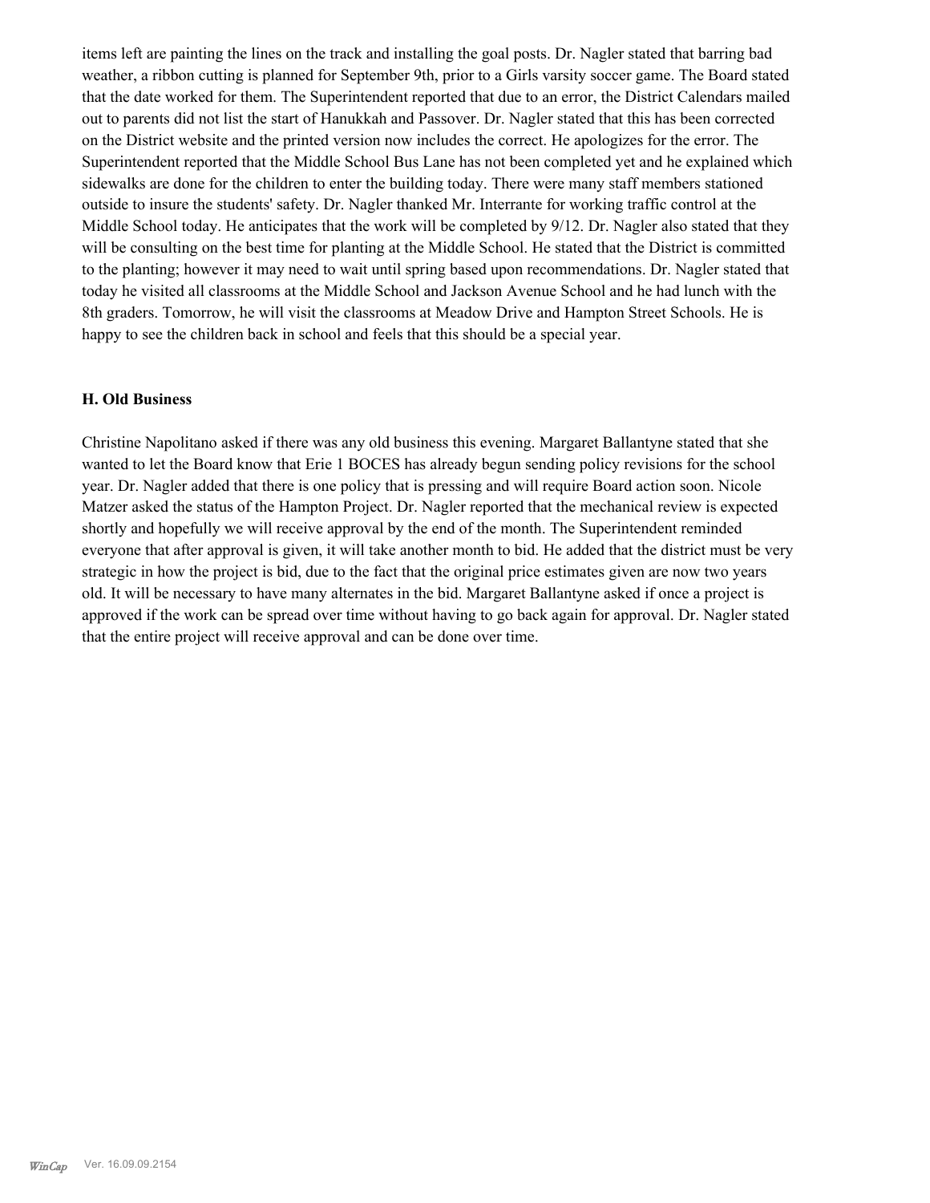items left are painting the lines on the track and installing the goal posts. Dr. Nagler stated that barring bad weather, a ribbon cutting is planned for September 9th, prior to a Girls varsity soccer game. The Board stated that the date worked for them. The Superintendent reported that due to an error, the District Calendars mailed out to parents did not list the start of Hanukkah and Passover. Dr. Nagler stated that this has been corrected on the District website and the printed version now includes the correct. He apologizes for the error. The Superintendent reported that the Middle School Bus Lane has not been completed yet and he explained which sidewalks are done for the children to enter the building today. There were many staff members stationed outside to insure the students' safety. Dr. Nagler thanked Mr. Interrante for working traffic control at the Middle School today. He anticipates that the work will be completed by 9/12. Dr. Nagler also stated that they will be consulting on the best time for planting at the Middle School. He stated that the District is committed to the planting; however it may need to wait until spring based upon recommendations. Dr. Nagler stated that today he visited all classrooms at the Middle School and Jackson Avenue School and he had lunch with the 8th graders. Tomorrow, he will visit the classrooms at Meadow Drive and Hampton Street Schools. He is happy to see the children back in school and feels that this should be a special year.

### H. Old Business

Christine Napolitano asked if there was any old business this evening. Margaret Ballantyne stated that she wanted to let the Board know that Erie 1 BOCES has already begun sending policy revisions for the school year. Dr. Nagler added that there is one policy that is pressing and will require Board action soon. Nicole Matzer asked the status of the Hampton Project. Dr. Nagler reported that the mechanical review is expected shortly and hopefully we will receive approval by the end of the month. The Superintendent reminded everyone that after approval is given, it will take another month to bid. He added that the district must be very strategic in how the project is bid, due to the fact that the original price estimates given are now two years old. It will be necessary to have many alternates in the bid. Margaret Ballantyne asked if once a project is approved if the work can be spread over time without having to go back again for approval. Dr. Nagler stated that the entire project will receive approval and can be done over time.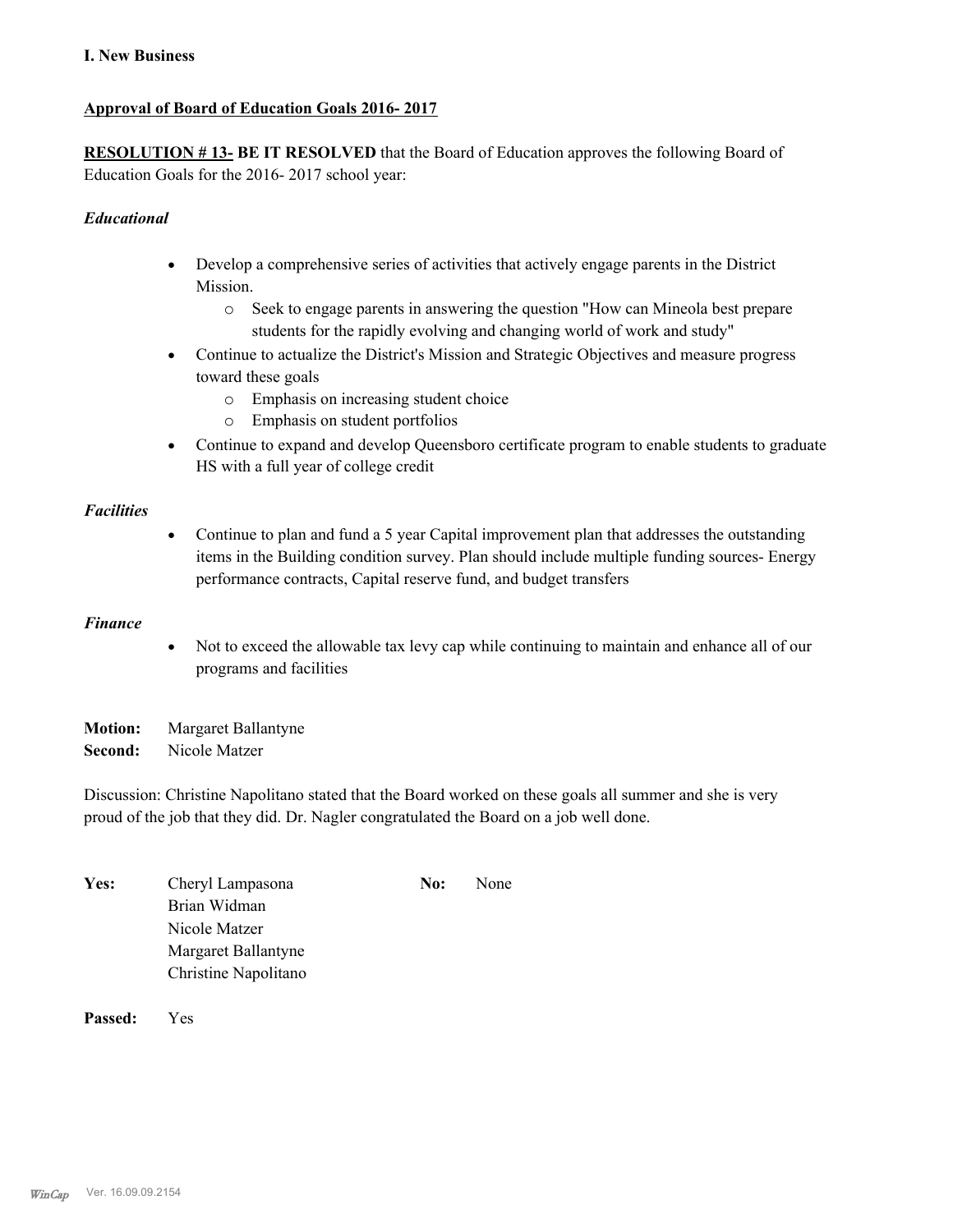**I. New Business**

**Approval of Board of Education Goals 2016- 2017**

**RESOLUTION # 13- BE IT RESOLVED** that the Board of Education approves the following Board of Education Goals for the 2016- 2017 school year:

***Educational***

- Develop a comprehensive series of activities that actively engage parents in the District Mission.
    - Seek to engage parents in answering the question "How can Mineola best prepare students for the rapidly evolving and changing world of work and study"
- Continue to actualize the District's Mission and Strategic Objectives and measure progress toward these goals
    - Emphasis on increasing student choice
    - Emphasis on student portfolios
- Continue to expand and develop Queensboro certificate program to enable students to graduate HS with a full year of college credit

***Facilities***

- Continue to plan and fund a 5 year Capital improvement plan that addresses the outstanding items in the Building condition survey. Plan should include multiple funding sources- Energy performance contracts, Capital reserve fund, and budget transfers

***Finance***

- Not to exceed the allowable tax levy cap while continuing to maintain and enhance all of our programs and facilities

**Motion:** Margaret Ballantyne
**Second:** Nicole Matzer

Discussion: Christine Napolitano stated that the Board worked on these goals all summer and she is very proud of the job that they did. Dr. Nagler congratulated the Board on a job well done.

**Yes:** Cheryl Lampasona
Brian Widman
Nicole Matzer
Margaret Ballantyne
Christine Napolitano

**No:** None

**Passed:** Yes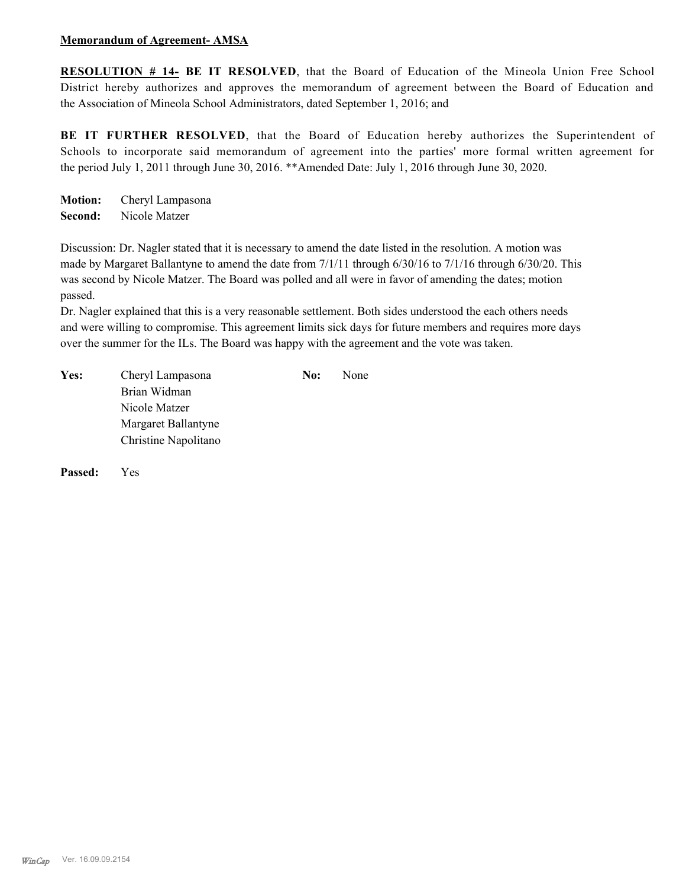**Memorandum of Agreement- AMSA**

**RESOLUTION # 14- BE IT RESOLVED**, that the Board of Education of the Mineola Union Free School District hereby authorizes and approves the memorandum of agreement between the Board of Education and the Association of Mineola School Administrators, dated September 1, 2016; and

**BE IT FURTHER RESOLVED**, that the Board of Education hereby authorizes the Superintendent of Schools to incorporate said memorandum of agreement into the parties' more formal written agreement for the period July 1, 2011 through June 30, 2016. **Amended Date: July 1, 2016 through June 30, 2020.

**Motion:** Cheryl Lampasona
**Second:** Nicole Matzer

Discussion: Dr. Nagler stated that it is necessary to amend the date listed in the resolution. A motion was made by Margaret Ballantyne to amend the date from 7/1/11 through 6/30/16 to 7/1/16 through 6/30/20. This was second by Nicole Matzer. The Board was polled and all were in favor of amending the dates; motion passed.

Dr. Nagler explained that this is a very reasonable settlement. Both sides understood the each others needs and were willing to compromise. This agreement limits sick days for future members and requires more days over the summer for the ILs. The Board was happy with the agreement and the vote was taken.

**Yes:** Cheryl Lampasona
Brian Widman
Nicole Matzer
Margaret Ballantyne
Christine Napolitano

**No:** None

**Passed:** Yes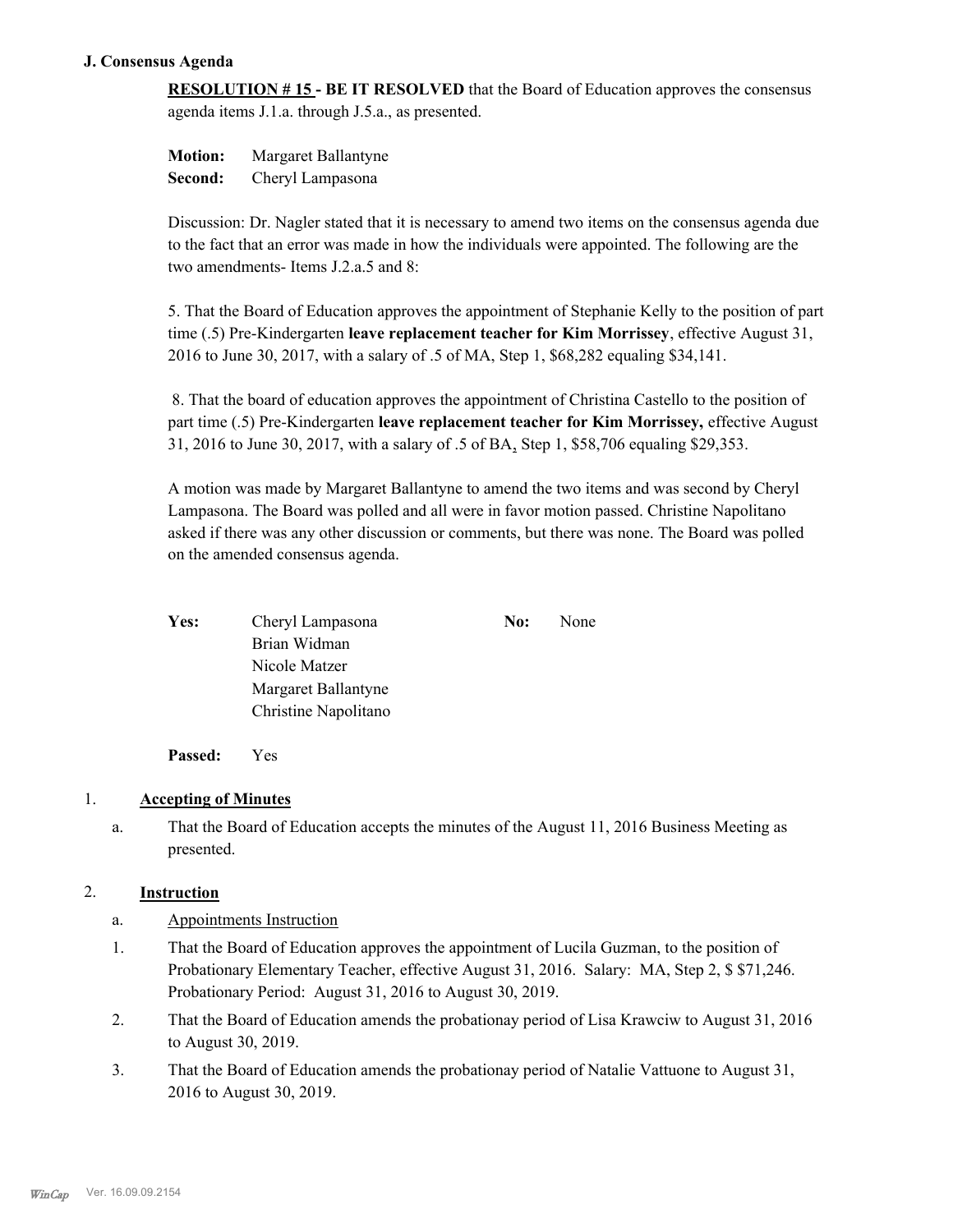### J. Consensus Agenda

**RESOLUTION # 15 - BE IT RESOLVED** that the Board of Education approves the consensus agenda items J.1.a. through J.5.a., as presented.

**Motion:** Margaret Ballantyne
**Second:** Cheryl Lampasona

Discussion: Dr. Nagler stated that it is necessary to amend two items on the consensus agenda due to the fact that an error was made in how the individuals were appointed. The following are the two amendments- Items J.2.a.5 and 8:

5. That the Board of Education approves the appointment of Stephanie Kelly to the position of part time (.5) Pre-Kindergarten **leave replacement teacher for Kim Morrissey**, effective August 31, 2016 to June 30, 2017, with a salary of .5 of MA, Step 1, $68,282 equaling $34,141.

8. That the board of education approves the appointment of Christina Castello to the position of part time (.5) Pre-Kindergarten **leave replacement teacher for Kim Morrissey,** effective August 31, 2016 to June 30, 2017, with a salary of .5 of BA, Step 1, $58,706 equaling $29,353.

A motion was made by Margaret Ballantyne to amend the two items and was second by Cheryl Lampasona. The Board was polled and all were in favor motion passed. Christine Napolitano asked if there was any other discussion or comments, but there was none. The Board was polled on the amended consensus agenda.

**Yes:** Cheryl Lampasona, Brian Widman, Nicole Matzer, Margaret Ballantyne, Christine Napolitano

**No:** None

**Passed:** Yes

1. **Accepting of Minutes**
   a. That the Board of Education accepts the minutes of the August 11, 2016 Business Meeting as presented.

2. **Instruction**
   a. Appointments Instruction
      1. That the Board of Education approves the appointment of Lucila Guzman, to the position of Probationary Elementary Teacher, effective August 31, 2016. Salary: MA, Step 2, $ $71,246. Probationary Period: August 31, 2016 to August 30, 2019.
      2. That the Board of Education amends the probationay period of Lisa Krawciw to August 31, 2016 to August 30, 2019.
      3. That the Board of Education amends the probationay period of Natalie Vattuone to August 31, 2016 to August 30, 2019.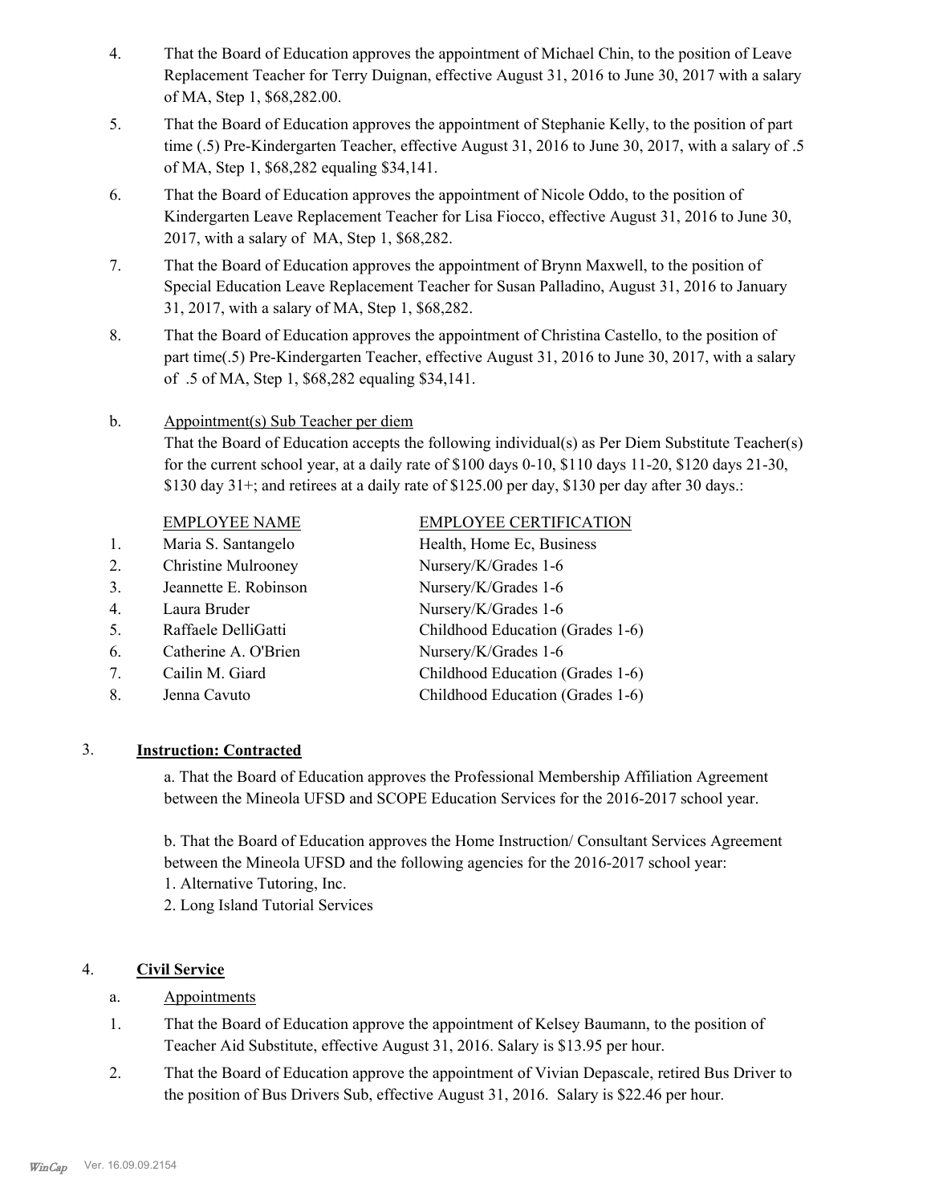4. That the Board of Education approves the appointment of Michael Chin, to the position of Leave Replacement Teacher for Terry Duignan, effective August 31, 2016 to June 30, 2017 with a salary of MA, Step 1, $68,282.00.
5. That the Board of Education approves the appointment of Stephanie Kelly, to the position of part time (.5) Pre-Kindergarten Teacher, effective August 31, 2016 to June 30, 2017, with a salary of .5 of MA, Step 1, $68,282 equaling $34,141.
6. That the Board of Education approves the appointment of Nicole Oddo, to the position of Kindergarten Leave Replacement Teacher for Lisa Fiocco, effective August 31, 2016 to June 30, 2017, with a salary of MA, Step 1, $68,282.
7. That the Board of Education approves the appointment of Brynn Maxwell, to the position of Special Education Leave Replacement Teacher for Susan Palladino, August 31, 2016 to January 31, 2017, with a salary of MA, Step 1, $68,282.
8. That the Board of Education approves the appointment of Christina Castello, to the position of part time(.5) Pre-Kindergarten Teacher, effective August 31, 2016 to June 30, 2017, with a salary of .5 of MA, Step 1, $68,282 equaling $34,141.

b. Appointment(s) Sub Teacher per diem

That the Board of Education accepts the following individual(s) as Per Diem Substitute Teacher(s) for the current school year, at a daily rate of $100 days 0-10, $110 days 11-20, $120 days 21-30, $130 day 31+; and retirees at a daily rate of $125.00 per day, $130 per day after 30 days.:

| | EMPLOYEE NAME | EMPLOYEE CERTIFICATION |
|---|---|---|
| 1. | Maria S. Santangelo | Health, Home Ec, Business |
| 2. | Christine Mulrooney | Nursery/K/Grades 1-6 |
| 3. | Jeannette E. Robinson | Nursery/K/Grades 1-6 |
| 4. | Laura Bruder | Nursery/K/Grades 1-6 |
| 5. | Raffaele DelliGatti | Childhood Education (Grades 1-6) |
| 6. | Catherine A. O'Brien | Nursery/K/Grades 1-6 |
| 7. | Cailin M. Giard | Childhood Education (Grades 1-6) |
| 8. | Jenna Cavuto | Childhood Education (Grades 1-6) |

3. **Instruction: Contracted**

a. That the Board of Education approves the Professional Membership Affiliation Agreement between the Mineola UFSD and SCOPE Education Services for the 2016-2017 school year.

b. That the Board of Education approves the Home Instruction/ Consultant Services Agreement between the Mineola UFSD and the following agencies for the 2016-2017 school year:
1. Alternative Tutoring, Inc.
2. Long Island Tutorial Services

4. **Civil Service**

a. Appointments

1. That the Board of Education approve the appointment of Kelsey Baumann, to the position of Teacher Aid Substitute, effective August 31, 2016. Salary is $13.95 per hour.
2. That the Board of Education approve the appointment of Vivian Depascale, retired Bus Driver to the position of Bus Drivers Sub, effective August 31, 2016. Salary is $22.46 per hour.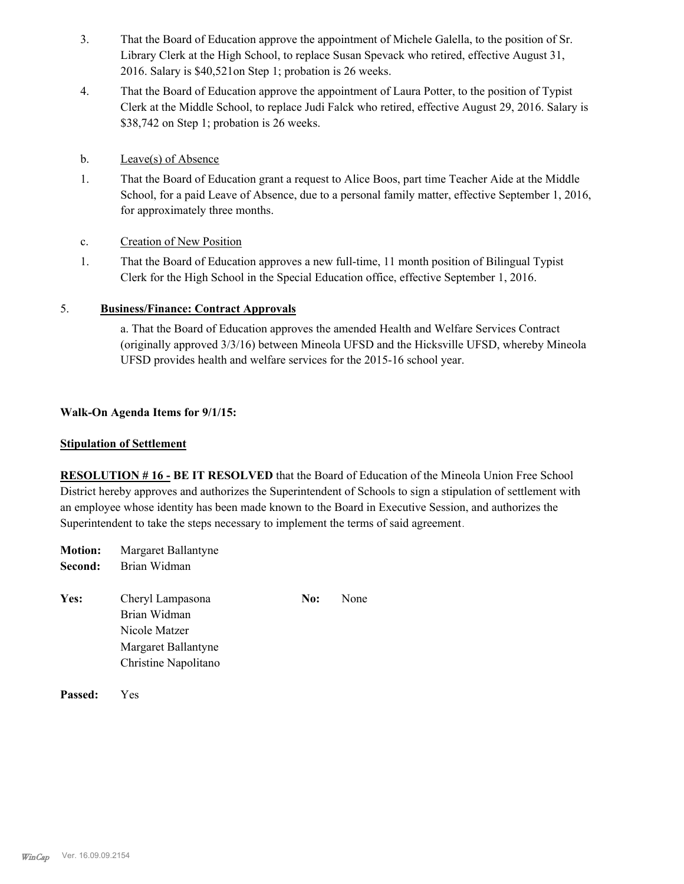3. That the Board of Education approve the appointment of Michele Galella, to the position of Sr. Library Clerk at the High School, to replace Susan Spevack who retired, effective August 31, 2016. Salary is $40,521on Step 1; probation is 26 weeks.

4. That the Board of Education approve the appointment of Laura Potter, to the position of Typist Clerk at the Middle School, to replace Judi Falck who retired, effective August 29, 2016. Salary is $38,742 on Step 1; probation is 26 weeks.

b. Leave(s) of Absence

1. That the Board of Education grant a request to Alice Boos, part time Teacher Aide at the Middle School, for a paid Leave of Absence, due to a personal family matter, effective September 1, 2016, for approximately three months.

c. Creation of New Position

1. That the Board of Education approves a new full-time, 11 month position of Bilingual Typist Clerk for the High School in the Special Education office, effective September 1, 2016.

5. **Business/Finance: Contract Approvals**

a. That the Board of Education approves the amended Health and Welfare Services Contract (originally approved 3/3/16) between Mineola UFSD and the Hicksville UFSD, whereby Mineola UFSD provides health and welfare services for the 2015-16 school year.

**Walk-On Agenda Items for 9/1/15:**

**Stipulation of Settlement**

**RESOLUTION # 16 - BE IT RESOLVED** that the Board of Education of the Mineola Union Free School District hereby approves and authorizes the Superintendent of Schools to sign a stipulation of settlement with an employee whose identity has been made known to the Board in Executive Session, and authorizes the Superintendent to take the steps necessary to implement the terms of said agreement.

**Motion:** Margaret Ballantyne
**Second:** Brian Widman

**Yes:** Cheryl Lampasona
Brian Widman
Nicole Matzer
Margaret Ballantyne
Christine Napolitano

**No:** None

**Passed:** Yes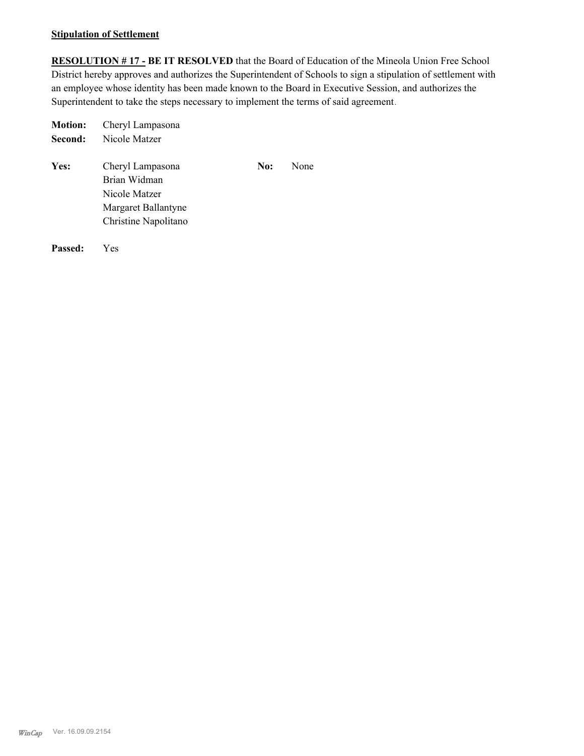**Stipulation of Settlement**

**RESOLUTION # 17 - BE IT RESOLVED** that the Board of Education of the Mineola Union Free School District hereby approves and authorizes the Superintendent of Schools to sign a stipulation of settlement with an employee whose identity has been made known to the Board in Executive Session, and authorizes the Superintendent to take the steps necessary to implement the terms of said agreement.

**Motion:** Cheryl Lampasona
**Second:** Nicole Matzer

**Yes:** Cheryl Lampasona, Brian Widman, Nicole Matzer, Margaret Ballantyne, Christine Napolitano

**No:** None

**Passed:** Yes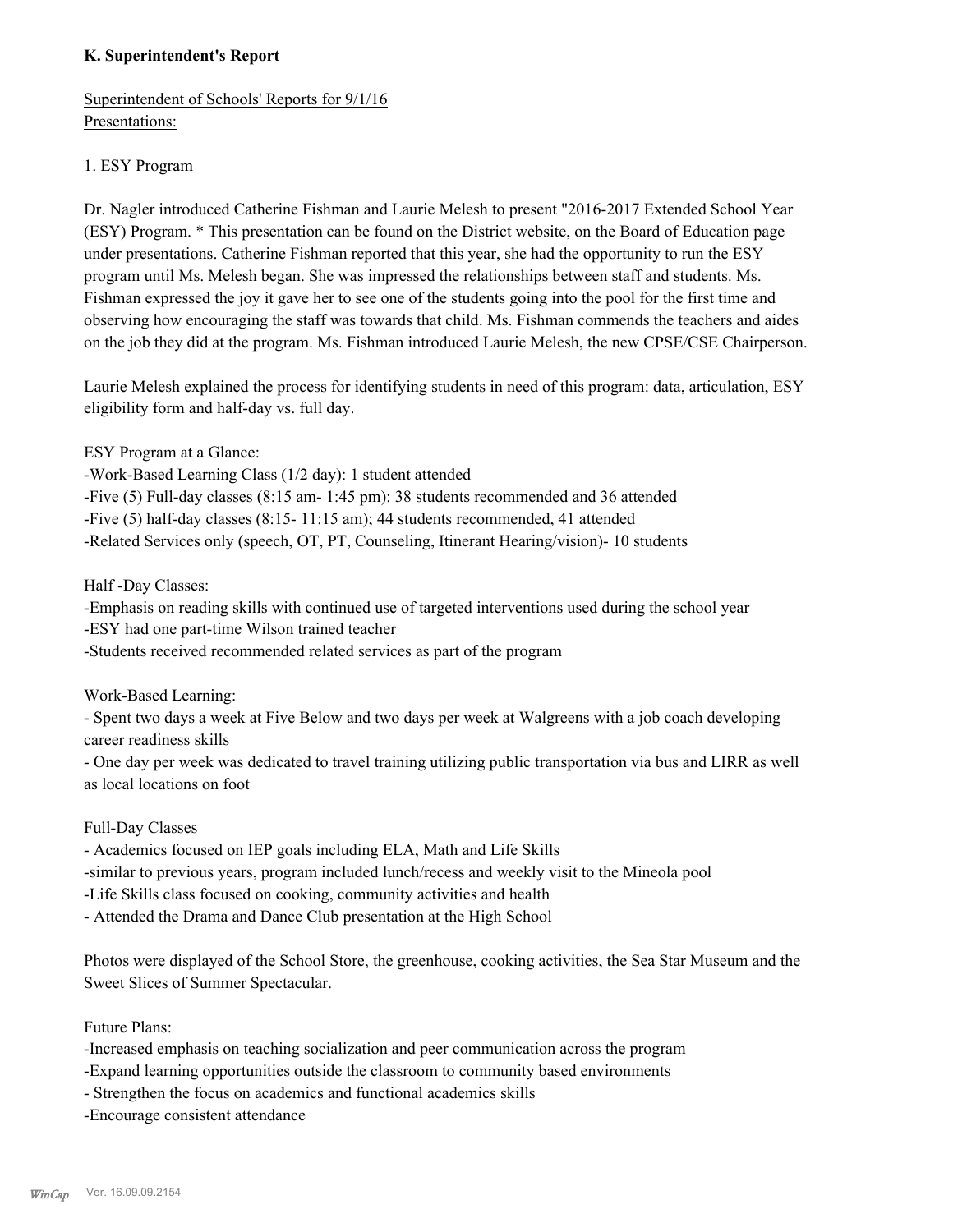**K. Superintendent's Report**

Superintendent of Schools' Reports for 9/1/16
Presentations:

1. ESY Program

Dr. Nagler introduced Catherine Fishman and Laurie Melesh to present "2016-2017 Extended School Year (ESY) Program. * This presentation can be found on the District website, on the Board of Education page under presentations. Catherine Fishman reported that this year, she had the opportunity to run the ESY program until Ms. Melesh began. She was impressed the relationships between staff and students. Ms. Fishman expressed the joy it gave her to see one of the students going into the pool for the first time and observing how encouraging the staff was towards that child. Ms. Fishman commends the teachers and aides on the job they did at the program. Ms. Fishman introduced Laurie Melesh, the new CPSE/CSE Chairperson.

Laurie Melesh explained the process for identifying students in need of this program: data, articulation, ESY eligibility form and half-day vs. full day.

ESY Program at a Glance:
-Work-Based Learning Class (1/2 day): 1 student attended
-Five (5) Full-day classes (8:15 am- 1:45 pm): 38 students recommended and 36 attended
-Five (5) half-day classes (8:15- 11:15 am); 44 students recommended, 41 attended
-Related Services only (speech, OT, PT, Counseling, Itinerant Hearing/vision)- 10 students

Half -Day Classes:
-Emphasis on reading skills with continued use of targeted interventions used during the school year
-ESY had one part-time Wilson trained teacher
-Students received recommended related services as part of the program

Work-Based Learning:
- Spent two days a week at Five Below and two days per week at Walgreens with a job coach developing career readiness skills
- One day per week was dedicated to travel training utilizing public transportation via bus and LIRR as well as local locations on foot

Full-Day Classes
- Academics focused on IEP goals including ELA, Math and Life Skills
-similar to previous years, program included lunch/recess and weekly visit to the Mineola pool
-Life Skills class focused on cooking, community activities and health
- Attended the Drama and Dance Club presentation at the High School

Photos were displayed of the School Store, the greenhouse, cooking activities, the Sea Star Museum and the Sweet Slices of Summer Spectacular.

Future Plans:
-Increased emphasis on teaching socialization and peer communication across the program
-Expand learning opportunities outside the classroom to community based environments
- Strengthen the focus on academics and functional academics skills
-Encourage consistent attendance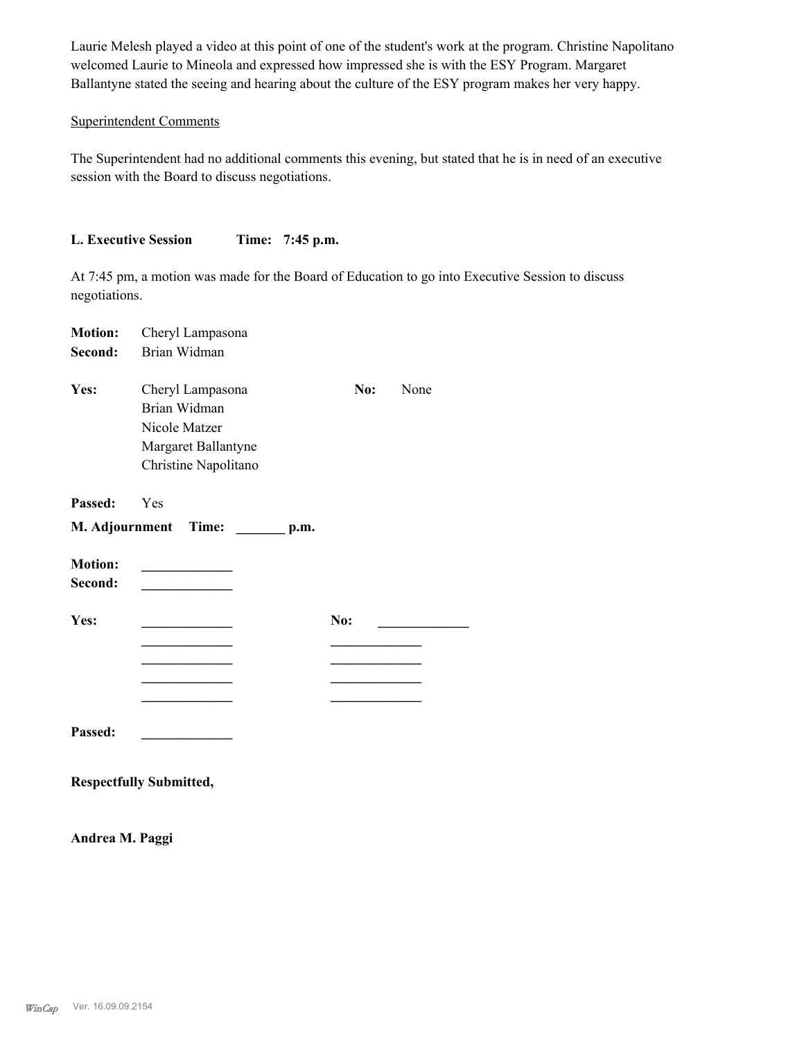Laurie Melesh played a video at this point of one of the student's work at the program. Christine Napolitano welcomed Laurie to Mineola and expressed how impressed she is with the ESY Program. Margaret Ballantyne stated the seeing and hearing about the culture of the ESY program makes her very happy.

Superintendent Comments

The Superintendent had no additional comments this evening, but stated that he is in need of an executive session with the Board to discuss negotiations.

**L. Executive Session Time: 7:45 p.m.**

At 7:45 pm, a motion was made for the Board of Education to go into Executive Session to discuss negotiations.

**Motion:** Cheryl Lampasona
**Second:** Brian Widman

**Yes:** Cheryl Lampasona
Brian Widman
Nicole Matzer
Margaret Ballantyne
Christine Napolitano

**No:** None

**Passed:** Yes

**M. Adjournment Time: _______ p.m.**

**Motion:** _____________
**Second:** _____________

**Yes:** _____________
_____________
_____________
_____________
_____________

**No:** _____________
_____________
_____________
_____________
_____________

**Passed:** _____________

**Respectfully Submitted,**

**Andrea M. Paggi**